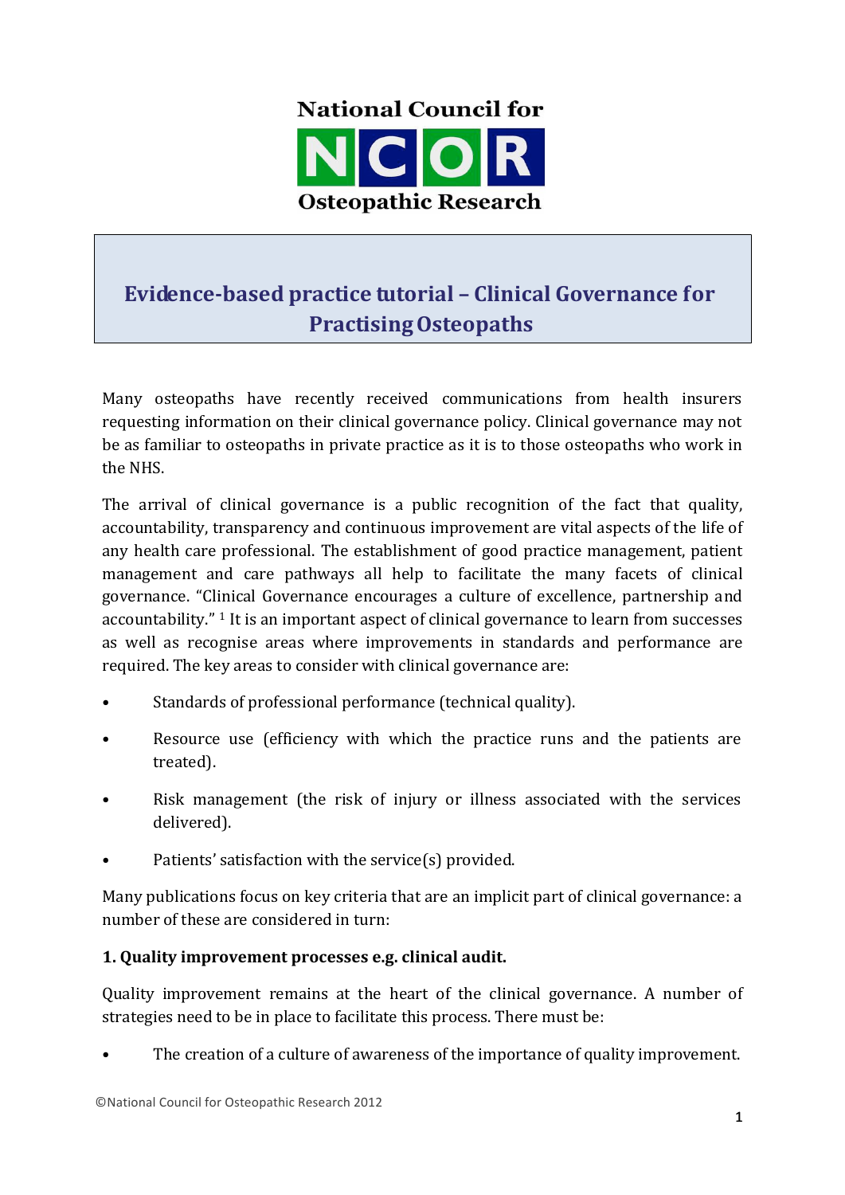National Council for

NCOR

Osteopathic Research

# Evidence-based practice tutorial – Clinical Governance for Practising Osteopaths

Many osteopaths have recently received communications from health insurers requesting information on their clinical governance policy. Clinical governance may not be as familiar to osteopaths in private practice as it is to those osteopaths who work in the NHS.

The arrival of clinical governance is a public recognition of the fact that quality, accountability, transparency and continuous improvement are vital aspects of the life of any health care professional. The establishment of good practice management, patient management and care pathways all help to facilitate the many facets of clinical governance. "Clinical Governance encourages a culture of excellence, partnership and accountability." [1] It is an important aspect of clinical governance to learn from successes as well as recognise areas where improvements in standards and performance are required. The key areas to consider with clinical governance are:

- Standards of professional performance (technical quality).
- Resource use (efficiency with which the practice runs and the patients are treated).
- Risk management (the risk of injury or illness associated with the services delivered).
- Patients' satisfaction with the service(s) provided.

Many publications focus on key criteria that are an implicit part of clinical governance: a number of these are considered in turn:

**1. Quality improvement processes e.g. clinical audit.**

Quality improvement remains at the heart of the clinical governance. A number of strategies need to be in place to facilitate this process. There must be:

- The creation of a culture of awareness of the importance of quality improvement.

©National Council for Osteopathic Research 2012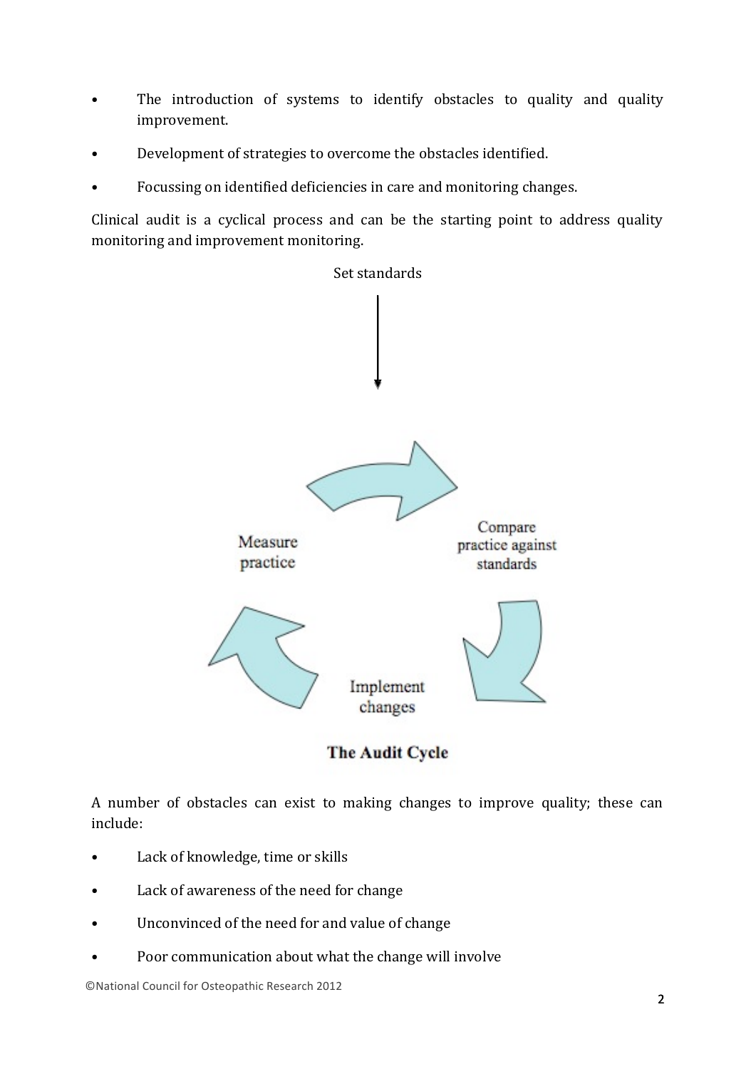- The introduction of systems to identify obstacles to quality and quality improvement.
- Development of strategies to overcome the obstacles identified.
- Focussing on identified deficiencies in care and monitoring changes.

Clinical audit is a cyclical process and can be the starting point to address quality monitoring and improvement monitoring.

Set standards

Compare practice against standards

Implement changes

Measure practice

**The Audit Cycle**

A number of obstacles can exist to making changes to improve quality; these can include:

- Lack of knowledge, time or skills
- Lack of awareness of the need for change
- Unconvinced of the need for and value of change
- Poor communication about what the change will involve

©National Council for Osteopathic Research 2012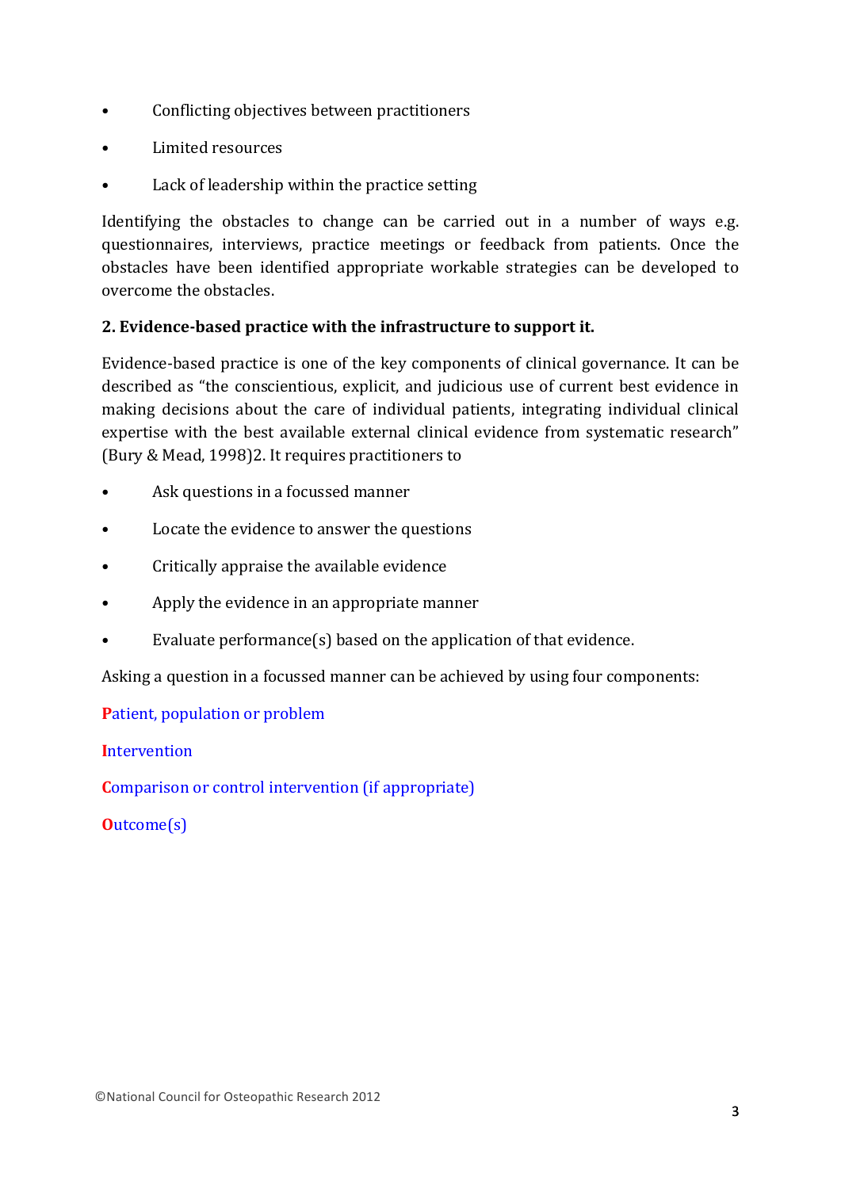- Conflicting objectives between practitioners
- Limited resources
- Lack of leadership within the practice setting

Identifying the obstacles to change can be carried out in a number of ways e.g. questionnaires, interviews, practice meetings or feedback from patients. Once the obstacles have been identified appropriate workable strategies can be developed to overcome the obstacles.

### 2. Evidence-based practice with the infrastructure to support it.

Evidence-based practice is one of the key components of clinical governance. It can be described as "the conscientious, explicit, and judicious use of current best evidence in making decisions about the care of individual patients, integrating individual clinical expertise with the best available external clinical evidence from systematic research" (Bury & Mead, 1998)2. It requires practitioners to

- Ask questions in a focussed manner
- Locate the evidence to answer the questions
- Critically appraise the available evidence
- Apply the evidence in an appropriate manner
- Evaluate performance(s) based on the application of that evidence.

Asking a question in a focussed manner can be achieved by using four components:

**P**atient, population or problem

**I**ntervention

**C**omparison or control intervention (if appropriate)

**O**utcome(s)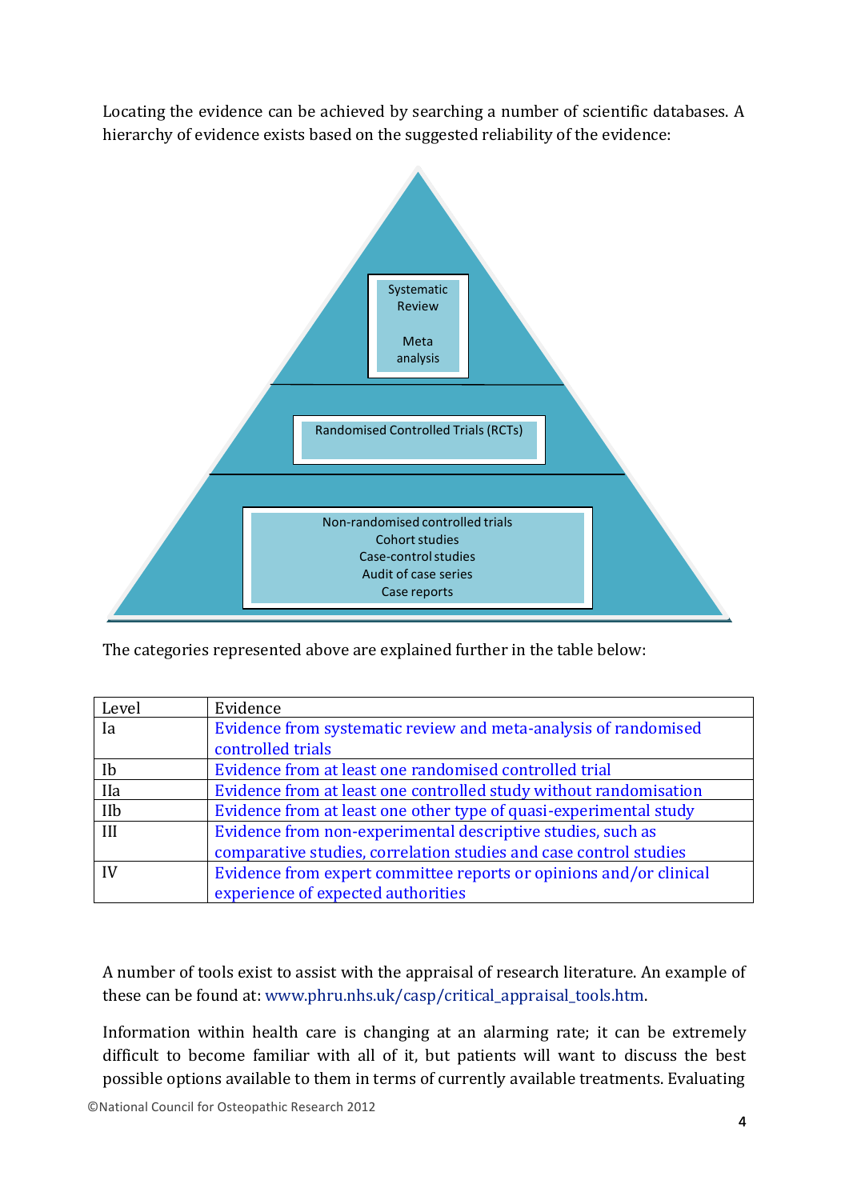Locating the evidence can be achieved by searching a number of scientific databases. A hierarchy of evidence exists based on the suggested reliability of the evidence:

Systematic Review

Meta analysis

Randomised Controlled Trials (RCTs)

Non-randomised controlled trials
Cohort studies
Case-control studies
Audit of case series
Case reports

The categories represented above are explained further in the table below:

| Level | Evidence |
|---|---|
| Ia | Evidence from systematic review and meta-analysis of randomised controlled trials |
| Ib | Evidence from at least one randomised controlled trial |
| IIa | Evidence from at least one controlled study without randomisation |
| IIb | Evidence from at least one other type of quasi-experimental study |
| III | Evidence from non-experimental descriptive studies, such as comparative studies, correlation studies and case control studies |
| IV | Evidence from expert committee reports or opinions and/or clinical experience of expected authorities |

A number of tools exist to assist with the appraisal of research literature. An example of these can be found at: www.phru.nhs.uk/casp/critical_appraisal_tools.htm.

Information within health care is changing at an alarming rate; it can be extremely difficult to become familiar with all of it, but patients will want to discuss the best possible options available to them in terms of currently available treatments. Evaluating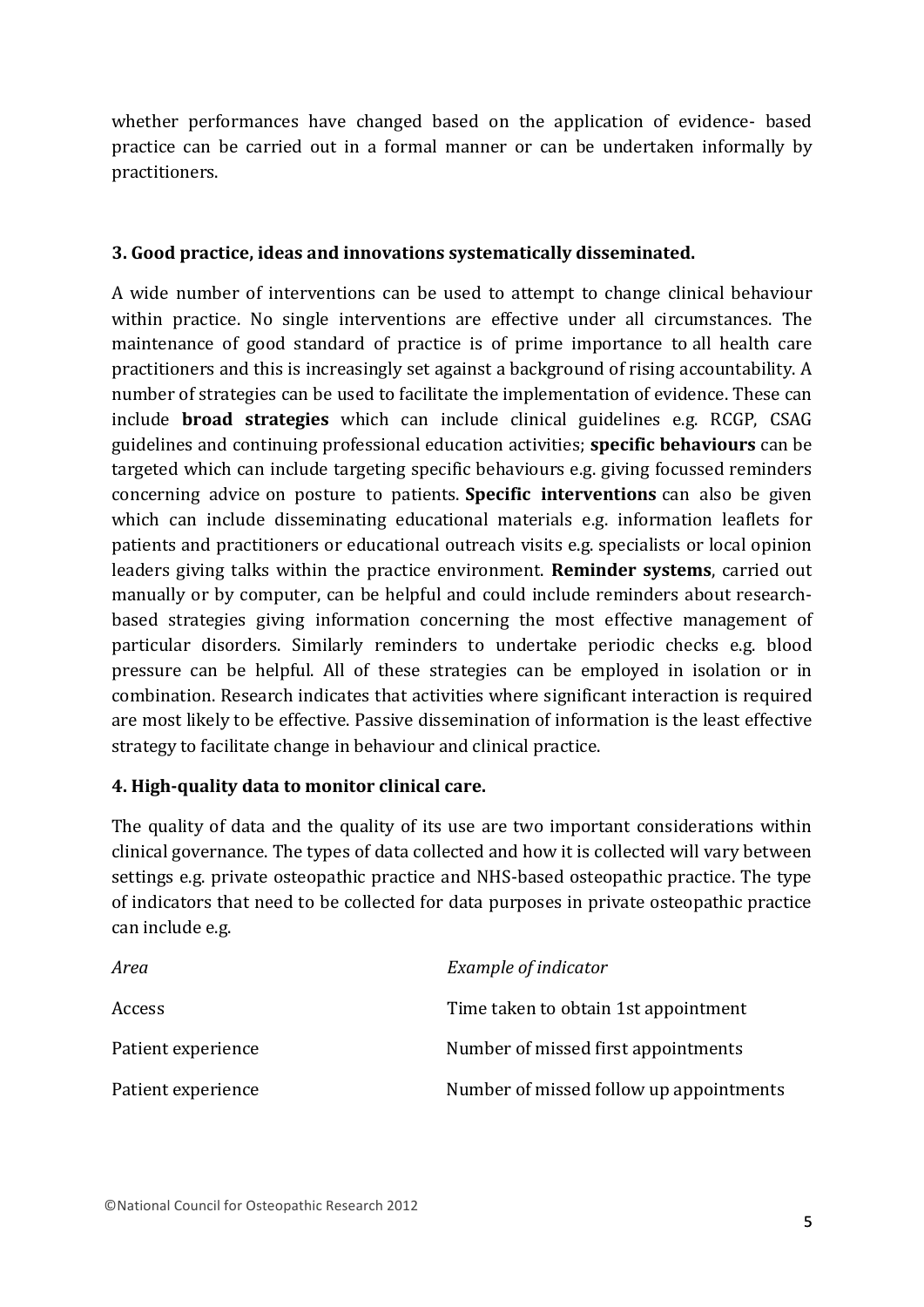whether performances have changed based on the application of evidence- based practice can be carried out in a formal manner or can be undertaken informally by practitioners.

### 3. Good practice, ideas and innovations systematically disseminated.

A wide number of interventions can be used to attempt to change clinical behaviour within practice. No single interventions are effective under all circumstances. The maintenance of good standard of practice is of prime importance to all health care practitioners and this is increasingly set against a background of rising accountability. A number of strategies can be used to facilitate the implementation of evidence. These can include **broad strategies** which can include clinical guidelines e.g. RCGP, CSAG guidelines and continuing professional education activities; **specific behaviours** can be targeted which can include targeting specific behaviours e.g. giving focussed reminders concerning advice on posture to patients. **Specific interventions** can also be given which can include disseminating educational materials e.g. information leaflets for patients and practitioners or educational outreach visits e.g. specialists or local opinion leaders giving talks within the practice environment. **Reminder systems**, carried out manually or by computer, can be helpful and could include reminders about research-based strategies giving information concerning the most effective management of particular disorders. Similarly reminders to undertake periodic checks e.g. blood pressure can be helpful. All of these strategies can be employed in isolation or in combination. Research indicates that activities where significant interaction is required are most likely to be effective. Passive dissemination of information is the least effective strategy to facilitate change in behaviour and clinical practice.

### 4. High-quality data to monitor clinical care.

The quality of data and the quality of its use are two important considerations within clinical governance. The types of data collected and how it is collected will vary between settings e.g. private osteopathic practice and NHS-based osteopathic practice. The type of indicators that need to be collected for data purposes in private osteopathic practice can include e.g.

| *Area* | *Example of indicator* |
|---|---|
| Access | Time taken to obtain 1st appointment |
| Patient experience | Number of missed first appointments |
| Patient experience | Number of missed follow up appointments |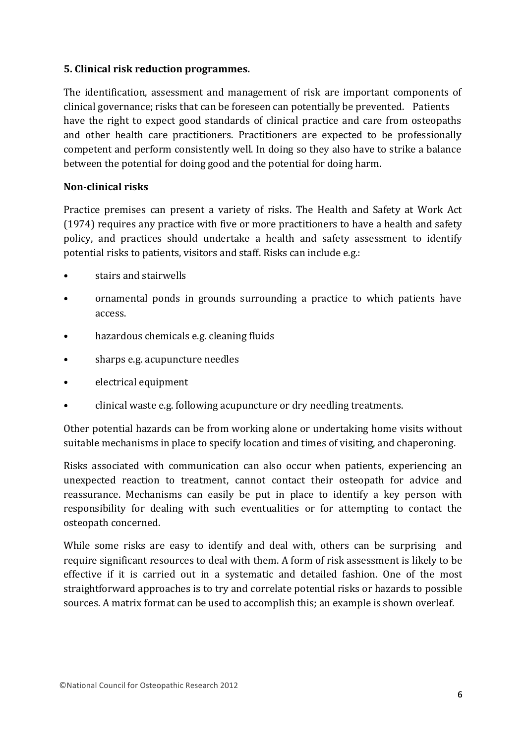## 5. Clinical risk reduction programmes.

The identification, assessment and management of risk are important components of clinical governance; risks that can be foreseen can potentially be prevented. Patients have the right to expect good standards of clinical practice and care from osteopaths and other health care practitioners. Practitioners are expected to be professionally competent and perform consistently well. In doing so they also have to strike a balance between the potential for doing good and the potential for doing harm.

### Non-clinical risks

Practice premises can present a variety of risks. The Health and Safety at Work Act (1974) requires any practice with five or more practitioners to have a health and safety policy, and practices should undertake a health and safety assessment to identify potential risks to patients, visitors and staff. Risks can include e.g.:

- stairs and stairwells
- ornamental ponds in grounds surrounding a practice to which patients have access.
- hazardous chemicals e.g. cleaning fluids
- sharps e.g. acupuncture needles
- electrical equipment
- clinical waste e.g. following acupuncture or dry needling treatments.

Other potential hazards can be from working alone or undertaking home visits without suitable mechanisms in place to specify location and times of visiting, and chaperoning.

Risks associated with communication can also occur when patients, experiencing an unexpected reaction to treatment, cannot contact their osteopath for advice and reassurance. Mechanisms can easily be put in place to identify a key person with responsibility for dealing with such eventualities or for attempting to contact the osteopath concerned.

While some risks are easy to identify and deal with, others can be surprising and require significant resources to deal with them. A form of risk assessment is likely to be effective if it is carried out in a systematic and detailed fashion. One of the most straightforward approaches is to try and correlate potential risks or hazards to possible sources. A matrix format can be used to accomplish this; an example is shown overleaf.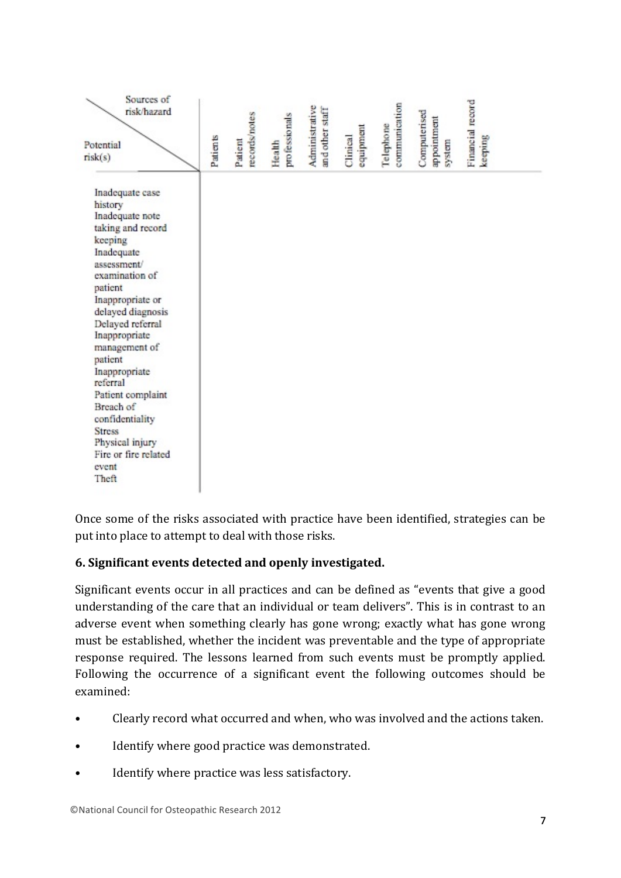| Potential risk(s) \ Sources of risk/hazard | Patients | Patient records/notes | Health professionals | Administrative and other staff | Clinical equipment | Telephone communication | Computerised appointment system | Financial record keeping |
|---|---|---|---|---|---|---|---|---|
| Inadequate case history | | | | | | | | |
| Inadequate note taking and record keeping | | | | | | | | |
| Inadequate assessment/ examination of patient | | | | | | | | |
| Inappropriate or delayed diagnosis | | | | | | | | |
| Delayed referral | | | | | | | | |
| Inappropriate management of patient | | | | | | | | |
| Inappropriate referral | | | | | | | | |
| Patient complaint | | | | | | | | |
| Breach of confidentiality | | | | | | | | |
| Stress | | | | | | | | |
| Physical injury | | | | | | | | |
| Fire or fire related event | | | | | | | | |
| Theft | | | | | | | | |

Once some of the risks associated with practice have been identified, strategies can be put into place to attempt to deal with those risks.

**6. Significant events detected and openly investigated.**

Significant events occur in all practices and can be defined as "events that give a good understanding of the care that an individual or team delivers". This is in contrast to an adverse event when something clearly has gone wrong; exactly what has gone wrong must be established, whether the incident was preventable and the type of appropriate response required. The lessons learned from such events must be promptly applied. Following the occurrence of a significant event the following outcomes should be examined:

- Clearly record what occurred and when, who was involved and the actions taken.
- Identify where good practice was demonstrated.
- Identify where practice was less satisfactory.

©National Council for Osteopathic Research 2012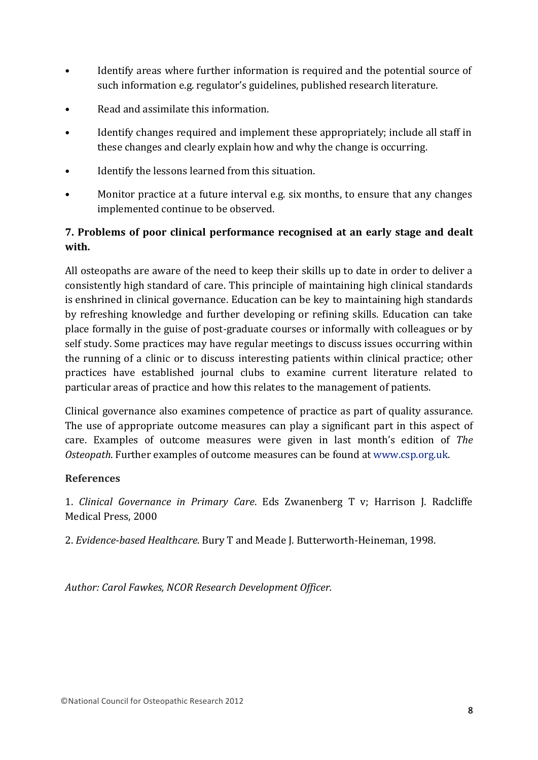- Identify areas where further information is required and the potential source of such information e.g. regulator's guidelines, published research literature.
- Read and assimilate this information.
- Identify changes required and implement these appropriately; include all staff in these changes and clearly explain how and why the change is occurring.
- Identify the lessons learned from this situation.
- Monitor practice at a future interval e.g. six months, to ensure that any changes implemented continue to be observed.

### 7. Problems of poor clinical performance recognised at an early stage and dealt with.

All osteopaths are aware of the need to keep their skills up to date in order to deliver a consistently high standard of care. This principle of maintaining high clinical standards is enshrined in clinical governance. Education can be key to maintaining high standards by refreshing knowledge and further developing or refining skills. Education can take place formally in the guise of post-graduate courses or informally with colleagues or by self study. Some practices may have regular meetings to discuss issues occurring within the running of a clinic or to discuss interesting patients within clinical practice; other practices have established journal clubs to examine current literature related to particular areas of practice and how this relates to the management of patients.

Clinical governance also examines competence of practice as part of quality assurance. The use of appropriate outcome measures can play a significant part in this aspect of care. Examples of outcome measures were given in last month's edition of *The Osteopath*. Further examples of outcome measures can be found at www.csp.org.uk.

### References

1. *Clinical Governance in Primary Care*. Eds Zwanenberg T v; Harrison J. Radcliffe Medical Press, 2000

2. *Evidence-based Healthcare.* Bury T and Meade J. Butterworth-Heineman, 1998.

*Author: Carol Fawkes, NCOR Research Development Officer.*

©National Council for Osteopathic Research 2012